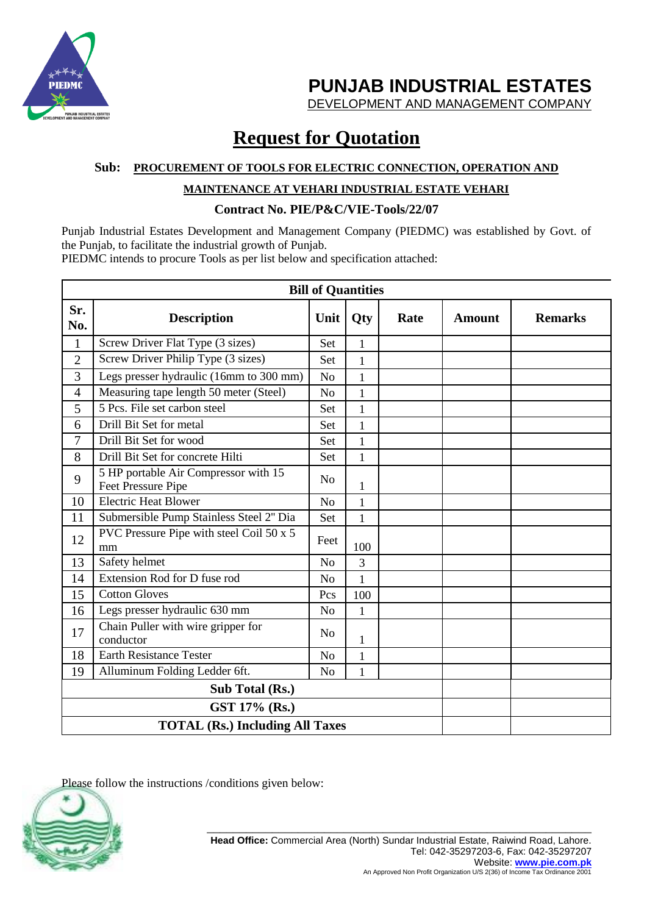# PUNJAB INDUSTRIAL ESTATES

DEVELOPMENT AND MANAGEMENT COMPANY

## Request for Quotation

**Sub: PROCUREMENT OF TOOLS FOR ELECTRIC CONNECTION, OPERATION AND MAINTENANCE AT VEHARI INDUSTRIAL ESTATE VEHARI**

**Contract No. PIE/P&C/VIE-Tools/22/07**

Punjab Industrial Estates Development and Management Company (PIEDMC) was established by Govt. of the Punjab, to facilitate the industrial growth of Punjab.
PIEDMC intends to procure Tools as per list below and specification attached:

**Bill of Quantities**

| Sr. No. | Description | Unit | Qty | Rate | Amount | Remarks |
|---|---|---|---|---|---|---|
| 1 | Screw Driver Flat Type (3 sizes) | Set | 1 | | | |
| 2 | Screw Driver Philip Type (3 sizes) | Set | 1 | | | |
| 3 | Legs presser hydraulic (16mm to 300 mm) | No | 1 | | | |
| 4 | Measuring tape length 50 meter (Steel) | No | 1 | | | |
| 5 | 5 Pcs. File set carbon steel | Set | 1 | | | |
| 6 | Drill Bit Set for metal | Set | 1 | | | |
| 7 | Drill Bit Set for wood | Set | 1 | | | |
| 8 | Drill Bit Set for concrete Hilti | Set | 1 | | | |
| 9 | 5 HP portable Air Compressor with 15 Feet Pressure Pipe | No | 1 | | | |
| 10 | Electric Heat Blower | No | 1 | | | |
| 11 | Submersible Pump Stainless Steel 2" Dia | Set | 1 | | | |
| 12 | PVC Pressure Pipe with steel Coil 50 x 5 mm | Feet | 100 | | | |
| 13 | Safety helmet | No | 3 | | | |
| 14 | Extension Rod for D fuse rod | No | 1 | | | |
| 15 | Cotton Gloves | Pcs | 100 | | | |
| 16 | Legs presser hydraulic 630 mm | No | 1 | | | |
| 17 | Chain Puller with wire gripper for conductor | No | 1 | | | |
| 18 | Earth Resistance Tester | No | 1 | | | |
| 19 | Alluminum Folding Ledder 6ft. | No | 1 | | | |
| **Sub Total (Rs.)** | | | | | | |
| **GST 17% (Rs.)** | | | | | | |
| **TOTAL (Rs.) Including All Taxes** | | | | | | |

Please follow the instructions /conditions given below:

**Head Office:** Commercial Area (North) Sundar Industrial Estate, Raiwind Road, Lahore.
Tel: 042-35297203-6, Fax: 042-35297207
Website: www.pie.com.pk
An Approved Non Profit Organization U/S 2(36) of Income Tax Ordinance 2001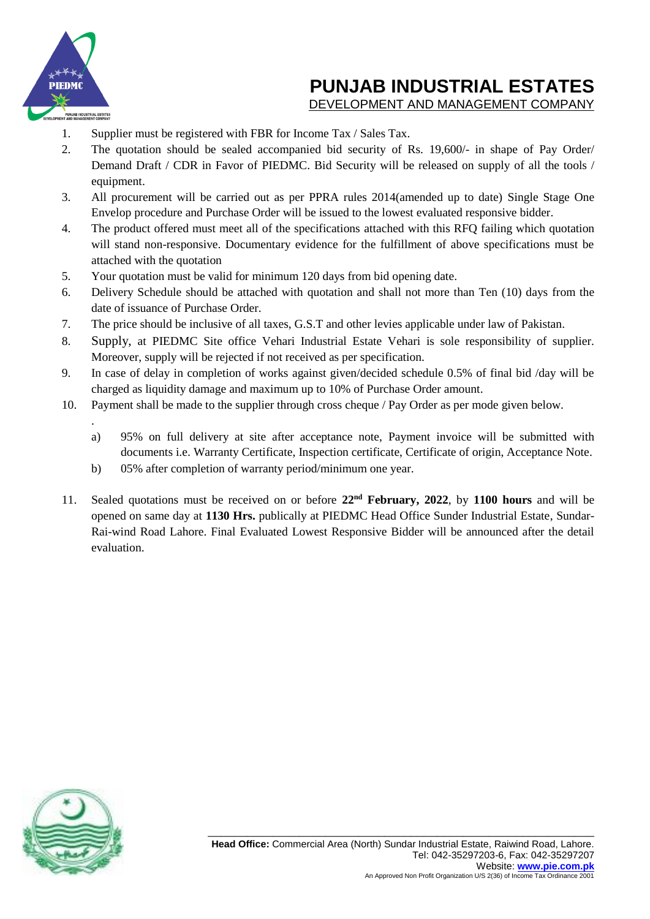1. Supplier must be registered with FBR for Income Tax / Sales Tax.
2. The quotation should be sealed accompanied bid security of Rs. 19,600/- in shape of Pay Order/ Demand Draft / CDR in Favor of PIEDMC. Bid Security will be released on supply of all the tools / equipment.
3. All procurement will be carried out as per PPRA rules 2014(amended up to date) Single Stage One Envelop procedure and Purchase Order will be issued to the lowest evaluated responsive bidder.
4. The product offered must meet all of the specifications attached with this RFQ failing which quotation will stand non-responsive. Documentary evidence for the fulfillment of above specifications must be attached with the quotation
5. Your quotation must be valid for minimum 120 days from bid opening date.
6. Delivery Schedule should be attached with quotation and shall not more than Ten (10) days from the date of issuance of Purchase Order.
7. The price should be inclusive of all taxes, G.S.T and other levies applicable under law of Pakistan.
8. Supply, at PIEDMC Site office Vehari Industrial Estate Vehari is sole responsibility of supplier. Moreover, supply will be rejected if not received as per specification.
9. In case of delay in completion of works against given/decided schedule 0.5% of final bid /day will be charged as liquidity damage and maximum up to 10% of Purchase Order amount.
10. Payment shall be made to the supplier through cross cheque / Pay Order as per mode given below.
    a) 95% on full delivery at site after acceptance note, Payment invoice will be submitted with documents i.e. Warranty Certificate, Inspection certificate, Certificate of origin, Acceptance Note.
    b) 05% after completion of warranty period/minimum one year.
11. Sealed quotations must be received on or before **22nd February, 2022**, by **1100 hours** and will be opened on same day at **1130 Hrs.** publically at PIEDMC Head Office Sunder Industrial Estate, Sundar-Rai-wind Road Lahore. Final Evaluated Lowest Responsive Bidder will be announced after the detail evaluation.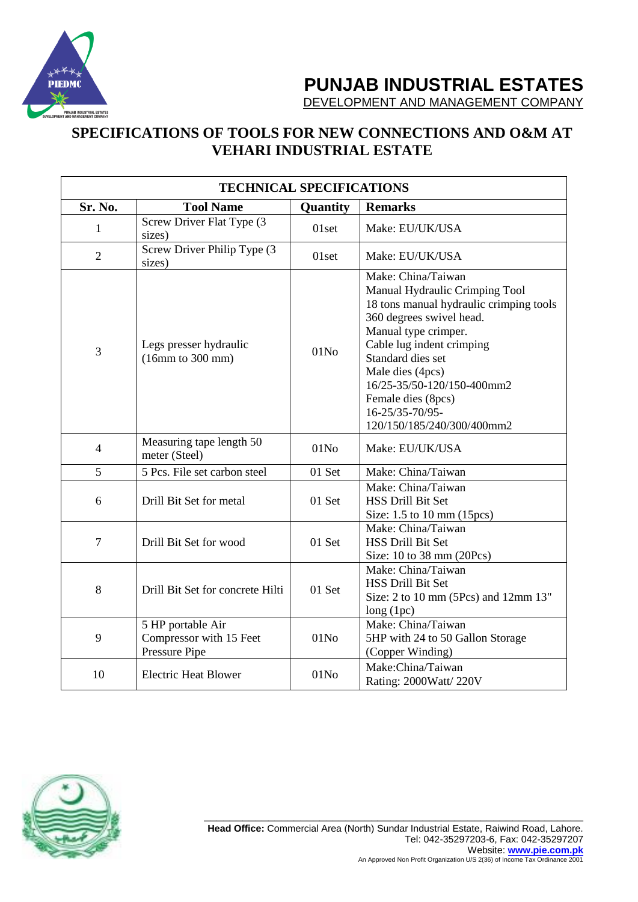# PUNJAB INDUSTRIAL ESTATES

DEVELOPMENT AND MANAGEMENT COMPANY

## SPECIFICATIONS OF TOOLS FOR NEW CONNECTIONS AND O&M AT VEHARI INDUSTRIAL ESTATE

| TECHNICAL SPECIFICATIONS | | | |
|---|---|---|---|
| **Sr. No.** | **Tool Name** | **Quantity** | **Remarks** |
| 1 | Screw Driver Flat Type (3 sizes) | 01set | Make: EU/UK/USA |
| 2 | Screw Driver Philip Type (3 sizes) | 01set | Make: EU/UK/USA |
| 3 | Legs presser hydraulic (16mm to 300 mm) | 01No | Make: China/Taiwan<br>Manual Hydraulic Crimping Tool<br>18 tons manual hydraulic crimping tools<br>360 degrees swivel head.<br>Manual type crimper.<br>Cable lug indent crimping<br>Standard dies set<br>Male dies (4pcs)<br>16/25-35/50-120/150-400mm2<br>Female dies (8pcs)<br>16-25/35-70/95-120/150/185/240/300/400mm2 |
| 4 | Measuring tape length 50 meter (Steel) | 01No | Make: EU/UK/USA |
| 5 | 5 Pcs. File set carbon steel | 01 Set | Make: China/Taiwan |
| 6 | Drill Bit Set for metal | 01 Set | Make: China/Taiwan<br>HSS Drill Bit Set<br>Size: 1.5 to 10 mm (15pcs) |
| 7 | Drill Bit Set for wood | 01 Set | Make: China/Taiwan<br>HSS Drill Bit Set<br>Size: 10 to 38 mm (20Pcs) |
| 8 | Drill Bit Set for concrete Hilti | 01 Set | Make: China/Taiwan<br>HSS Drill Bit Set<br>Size: 2 to 10 mm (5Pcs) and 12mm 13" long (1pc) |
| 9 | 5 HP portable Air Compressor with 15 Feet Pressure Pipe | 01No | Make: China/Taiwan<br>5HP with 24 to 50 Gallon Storage<br>(Copper Winding) |
| 10 | Electric Heat Blower | 01No | Make:China/Taiwan<br>Rating: 2000Watt/ 220V |

**Head Office:** Commercial Area (North) Sundar Industrial Estate, Raiwind Road, Lahore.
Tel: 042-35297203-6, Fax: 042-35297207
Website: **www.pie.com.pk**
An Approved Non Profit Organization U/S 2(36) of Income Tax Ordinance 2001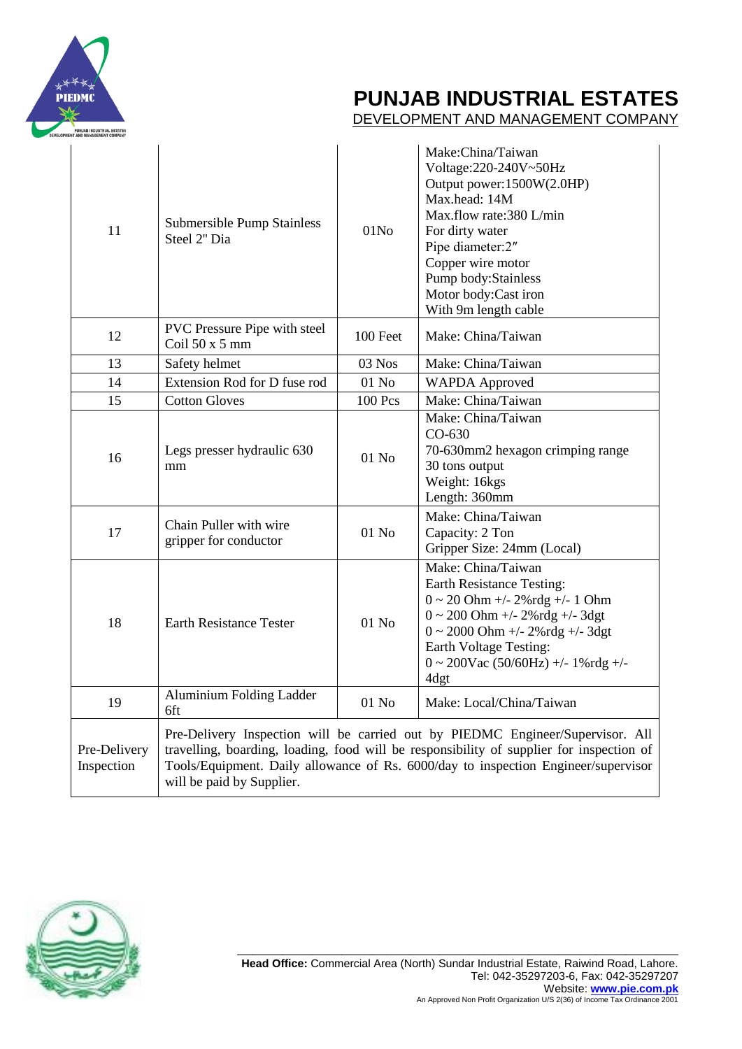# PUNJAB INDUSTRIAL ESTATES

DEVELOPMENT AND MANAGEMENT COMPANY

| | | | |
|---|---|---|---|
| 11 | Submersible Pump Stainless Steel 2" Dia | 01No | Make:China/Taiwan<br>Voltage:220-240V~50Hz<br>Output power:1500W(2.0HP)<br>Max.head: 14M<br>Max.flow rate:380 L/min<br>For dirty water<br>Pipe diameter:2″<br>Copper wire motor<br>Pump body:Stainless<br>Motor body:Cast iron<br>With 9m length cable |
| 12 | PVC Pressure Pipe with steel Coil 50 x 5 mm | 100 Feet | Make: China/Taiwan |
| 13 | Safety helmet | 03 Nos | Make: China/Taiwan |
| 14 | Extension Rod for D fuse rod | 01 No | WAPDA Approved |
| 15 | Cotton Gloves | 100 Pcs | Make: China/Taiwan |
| 16 | Legs presser hydraulic 630 mm | 01 No | Make: China/Taiwan<br>CO-630<br>70-630mm2 hexagon crimping range<br>30 tons output<br>Weight: 16kgs<br>Length: 360mm |
| 17 | Chain Puller with wire gripper for conductor | 01 No | Make: China/Taiwan<br>Capacity: 2 Ton<br>Gripper Size: 24mm (Local) |
| 18 | Earth Resistance Tester | 01 No | Make: China/Taiwan<br>Earth Resistance Testing:<br>0 ~ 20 Ohm +/- 2%rdg +/- 1 Ohm<br>0 ~ 200 Ohm +/- 2%rdg +/- 3dgt<br>0 ~ 2000 Ohm +/- 2%rdg +/- 3dgt<br>Earth Voltage Testing:<br>0 ~ 200Vac (50/60Hz) +/- 1%rdg +/- 4dgt |
| 19 | Aluminium Folding Ladder 6ft | 01 No | Make: Local/China/Taiwan |
| Pre-Delivery Inspection | Pre-Delivery Inspection will be carried out by PIEDMC Engineer/Supervisor. All travelling, boarding, loading, food will be responsibility of supplier for inspection of Tools/Equipment. Daily allowance of Rs. 6000/day to inspection Engineer/supervisor will be paid by Supplier. | | |

**Head Office:** Commercial Area (North) Sundar Industrial Estate, Raiwind Road, Lahore.
Tel: 042-35297203-6, Fax: 042-35297207
Website: **www.pie.com.pk**
An Approved Non Profit Organization U/S 2(36) of Income Tax Ordinance 2001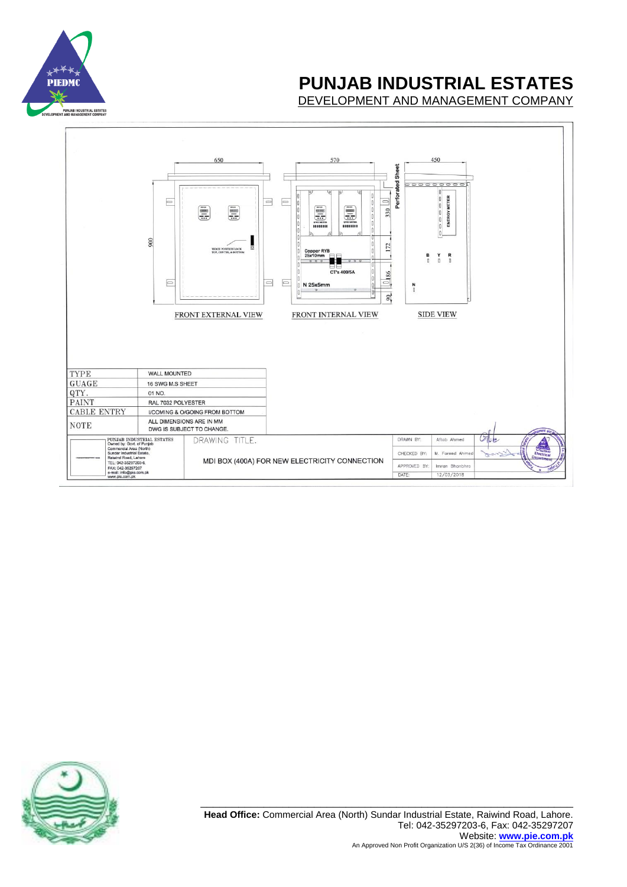# PUNJAB INDUSTRIAL ESTATES

DEVELOPMENT AND MANAGEMENT COMPANY

650

570

450

900

Perforated Sheet

330

172

186

90

THREE POSITION LOCK TOP, CENTER, & BOTTOM

Copper RYB 25x10mm

CT's 400/5A

N 25x5mm

ENERGY METER

B Y R

N

FRONT EXTERNAL VIEW

FRONT INTERNAL VIEW

SIDE VIEW

| | |
|---|---|
| TYPE | WALL MOUNTED |
| GUAGE | 16 SWG M.S SHEET |
| QTY. | 01 NO. |
| PAINT | RAL 7032 POLYESTER |
| CABLE ENTRY | I/COMING & O/GOING FROM BOTTOM |
| NOTE | ALL DIMENSIONS ARE IN MM DWG IS SUBJECT TO CHANGE. |

PUNJAB INDUSTRIAL ESTATES
Owned by: Govt. of Punjab
Commercial Area (North)
Sundar Industrial Estate,
Raiwind Road, Lahore
TEL: 042-35297203-6,
FAX: 042-35297207
e-mail: info@pie.com.pk
www.pie.com.pk

DRAWING TITLE.

MDI BOX (400A) FOR NEW ELECTRICITY CONNECTION

| | |
|---|---|
| DRAWN BY: | Aftab Ahmed |
| CHECKED BY: | M. Fareed Ahmed |
| APPROVED BY: | Imran Bhanbhro |
| DATE: | 12/03/2018 |

**Head Office:** Commercial Area (North) Sundar Industrial Estate, Raiwind Road, Lahore.
Tel: 042-35297203-6, Fax: 042-35297207
Website: **www.pie.com.pk**
An Approved Non Profit Organization U/S 2(36) of Income Tax Ordinance 2001